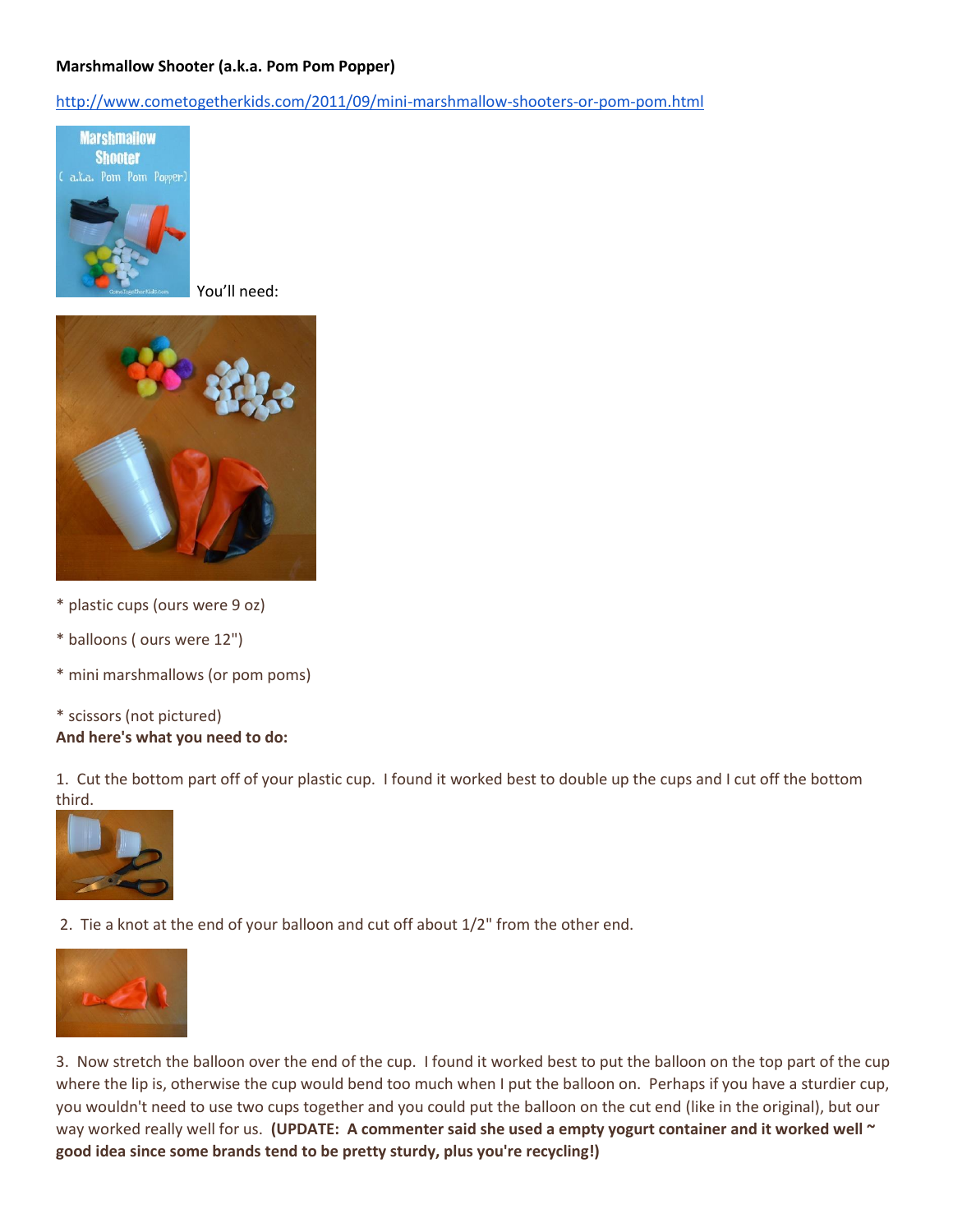**Marshmallow Shooter (a.k.a. Pom Pom Popper)**

http://www.cometogetherkids.com/2011/09/mini-marshmallow-shooters-or-pom-pom.html

You'll need:

* plastic cups (ours were 9 oz)

* balloons ( ours were 12")

* mini marshmallows (or pom poms)

* scissors (not pictured)

**And here's what you need to do:**

1. Cut the bottom part off of your plastic cup. I found it worked best to double up the cups and I cut off the bottom third.

2. Tie a knot at the end of your balloon and cut off about 1/2" from the other end.

3. Now stretch the balloon over the end of the cup. I found it worked best to put the balloon on the top part of the cup where the lip is, otherwise the cup would bend too much when I put the balloon on. Perhaps if you have a sturdier cup, you wouldn't need to use two cups together and you could put the balloon on the cut end (like in the original), but our way worked really well for us. **(UPDATE: A commenter said she used a empty yogurt container and it worked well ~ good idea since some brands tend to be pretty sturdy, plus you're recycling!)**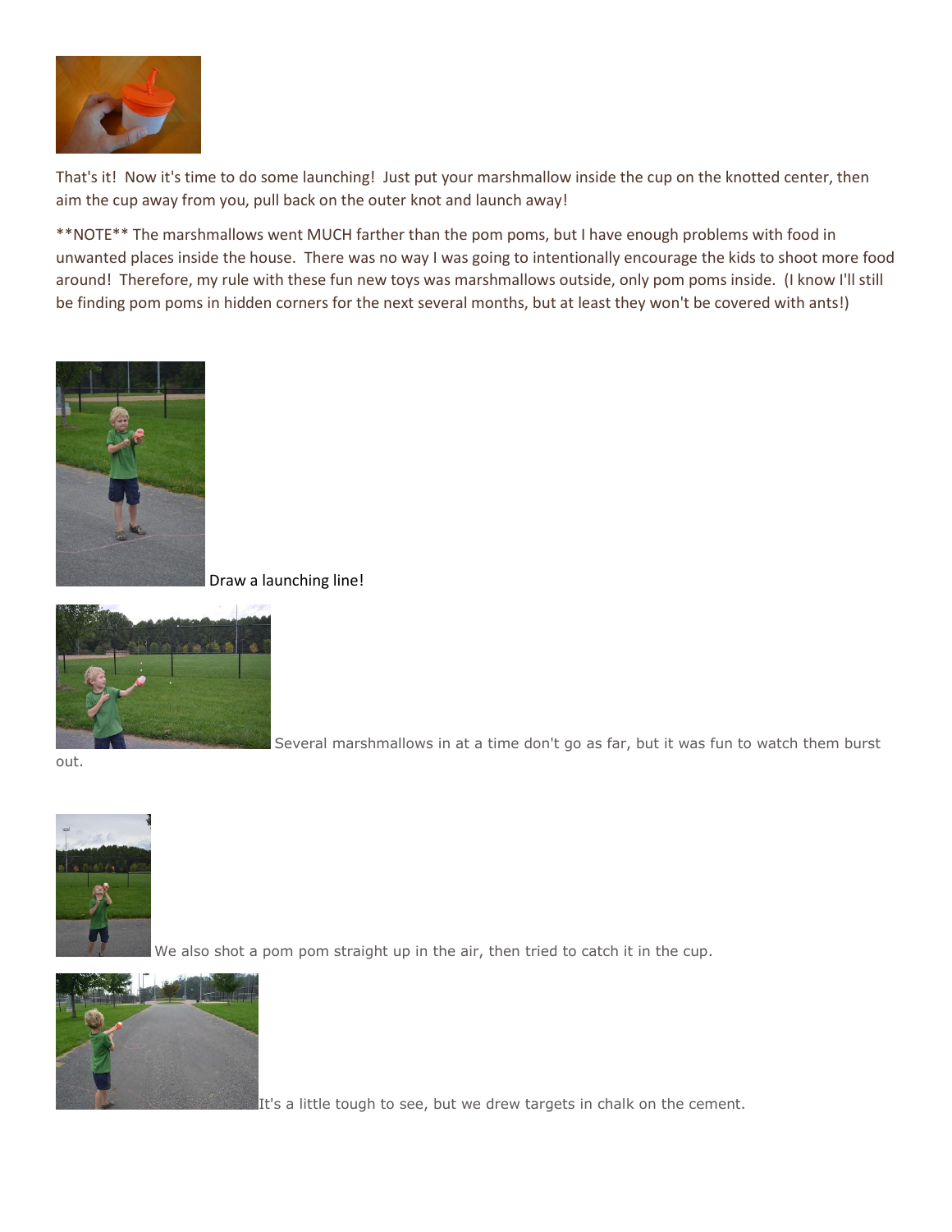That's it!  Now it's time to do some launching!  Just put your marshmallow inside the cup on the knotted center, then aim the cup away from you, pull back on the outer knot and launch away!

**NOTE** The marshmallows went MUCH farther than the pom poms, but I have enough problems with food in unwanted places inside the house.  There was no way I was going to intentionally encourage the kids to shoot more food around!  Therefore, my rule with these fun new toys was marshmallows outside, only pom poms inside.  (I know I'll still be finding pom poms in hidden corners for the next several months, but at least they won't be covered with ants!)

Draw a launching line!

Several marshmallows in at a time don't go as far, but it was fun to watch them burst out.

We also shot a pom pom straight up in the air, then tried to catch it in the cup.

It's a little tough to see, but we drew targets in chalk on the cement.